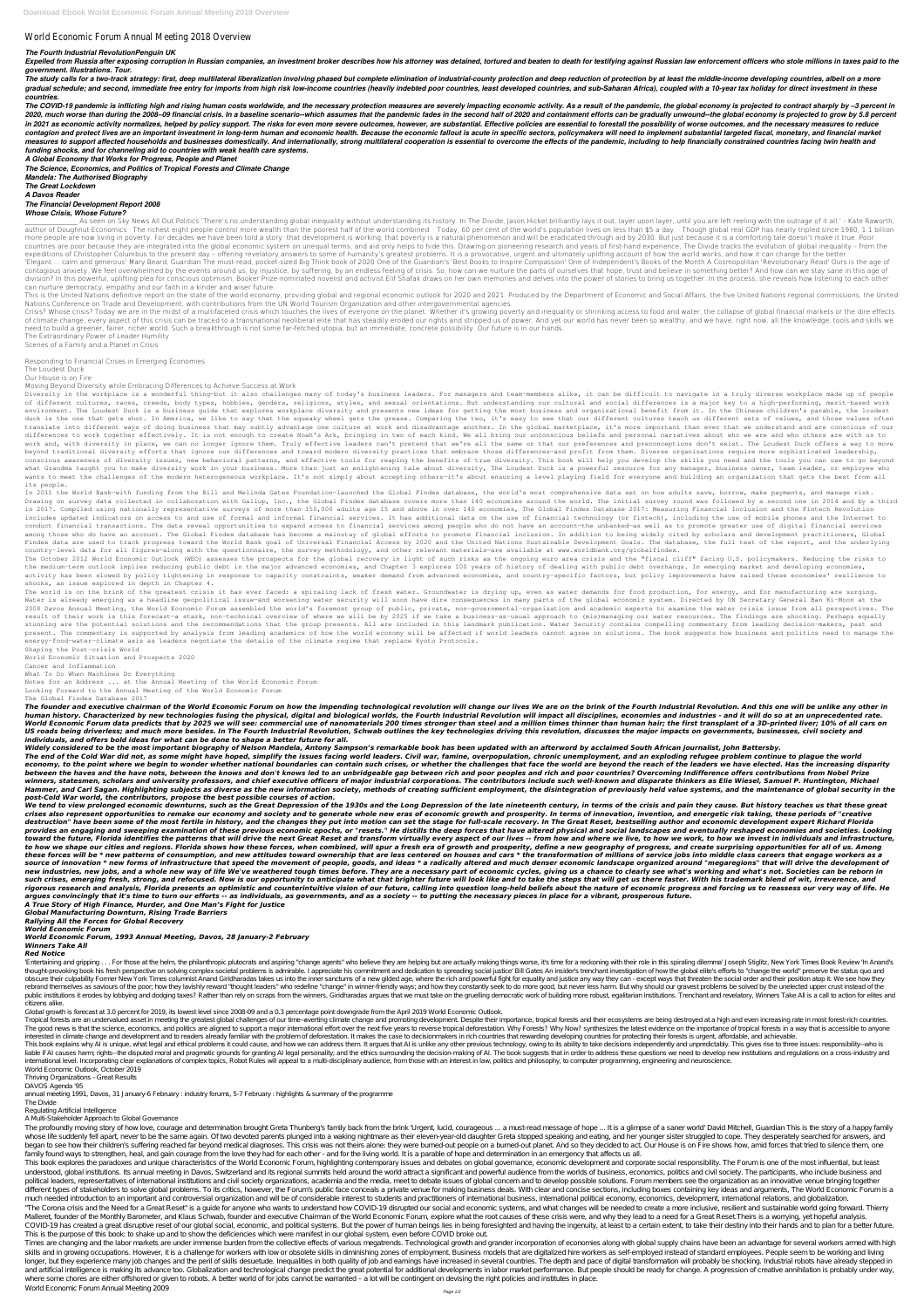# World Economic Forum Annual Meeting 2018 Overview

***The Fourth Industrial RevolutionPenguin UK***

***Expelled from Russia after exposing corruption in Russian companies, an investment broker describes how his attorney was detained, tortured and beaten to death for testifying against Russian law enforcement officers who stole millions in taxes paid to the government. Illustrations. Tour.***

***The study calls for a two-track strategy: first, deep multilateral liberalization involving phased but complete elimination of industrial-county protection and deep reduction of protection by at least the middle-income developing countries, albeit on a more gradual schedule; and second, immediate free entry for imports from high risk low-income countries (heavily indebted poor countries, least developed countries, and sub-Saharan Africa), coupled with a 10-year tax holiday for direct investment in these countries.***

***The COVID-19 pandemic is inflicting high and rising human costs worldwide, and the necessary protection measures are severely impacting economic activity. As a result of the pandemic, the global economy is projected to contract sharply by –3 percent in 2020, much worse than during the 2008–09 financial crisis. In a baseline scenario--which assumes that the pandemic fades in the second half of 2020 and containment efforts can be gradually unwound--the global economy is projected to grow by 5.8 percent in 2021 as economic activity normalizes, helped by policy support. The risks for even more severe outcomes, however, are substantial. Effective policies are essential to forestall the possibility of worse outcomes, and the necessary measures to reduce contagion and protect lives are an important investment in long-term human and economic health. Because the economic fallout is acute in specific sectors, policymakers will need to implement substantial targeted fiscal, monetary, and financial market measures to support affected households and businesses domestically. And internationally, strong multilateral cooperation is essential to overcome the effects of the pandemic, including to help financially constrained countries facing twin health and funding shocks, and for channeling aid to countries with weak health care systems.***

***A Global Economy that Works for Progress, People and Planet***

***The Science, Economics, and Politics of Tropical Forests and Climate Change***

***Mandela: The Authorised Biography***

***The Great Lockdown***

***A Davos Reader***

***The Financial Development Report 2008***

***Whose Crisis, Whose Future?***

__________ As seen on Sky News All Out Politics 'There's no understanding global inequality without understanding its history. In The Divide, Jason Hickel brilliantly lays it out, layer upon layer, until you are left reeling with the outrage of it all.' - Kate Raworth, author of Doughnut Economics The richest eight people control more wealth than the poorest half of the world combined. Today, 60 per cent of the world's population lives on less than $5 a day. Though global real GDP has nearly tripled since 1980, 1.1 billion more people are now living in poverty. For decades we have been told a story: that development is working, that poverty is a natural phenomenon and will be eradicated through aid by 2030. But just because it is a comforting tale doesn't make it true. Poor countries are poor because they are integrated into the global economic system on unequal terms, and aid only helps to hide this. Drawing on pioneering research and years of first-hand experience, The Divide tracks the evolution of global inequality – from the expeditions of Christopher Columbus to the present day – offering revelatory answers to some of humanity's greatest problems. It is a provocative, urgent and ultimately uplifting account of how the world works, and how it can change for the better. 'Elegant ... calm and generous' Mary Beard, Guardian The must-read, pocket-sized Big Think book of 2020 One of the Guardian's 'Best Books to Inspire Compassion' One of Independent's Books of the Month A Cosmopolitan 'Revolutionary Read' Ours is the age of contagious anxiety. We feel overwhelmed by the events around us, by injustice, by suffering, by an endless feeling of crisis. So, how can we nurture the parts of ourselves that hope, trust and believe in something better? And how can we stay sane in this age of division? In this powerful, uplifting plea for conscious optimism, Booker Prize-nominated novelist and activist Elif Shafak draws on her own memories and delves into the power of stories to bring us together. In the process, she reveals how listening to each other can nurture democracy, empathy and our faith in a kinder and wiser future.

This is the United Nations definitive report on the state of the world economy, providing global and regional economic outlook for 2020 and 2021. Produced by the Department of Economic and Social Affairs, the five United Nations regional commissions, the United Nations Conference on Trade and Development, with contributions from the UN World Tourism Organization and other intergovernmental agencies.

Crisis? Whose crisis? Today we are in the midst of a multifaceted crisis which touches the lives of everyone on the planet. Whether it's growing poverty and inequality or shrinking access to food and water, the collapse of global financial markets or the dire effects of climate change, every aspect of this crisis can be traced to a transnational neoliberal elite that has steadily eroded our rights and stripped us of power. And yet our world has never been so wealthy, and we have, right now, all the knowledge, tools and skills we need to build a greener, fairer, richer world. Such a breakthrough is not some far-fetched utopia, but an immediate, concrete possibility. Our future is in our hands.

The Extraordinary Power of Leader Humility

Scenes of a Family and a Planet in Crisis

Responding to Financial Crises in Emerging Economies

The Loudest Duck

Our House is on Fire

Moving Beyond Diversity while Embracing Differences to Achieve Success at Work

Diversity in the workplace is a wonderful thing—but it also challenges many of today's business leaders. For managers and team-members alike, it can be difficult to navigate in a truly diverse workplace made up of people of different cultures, races, creeds, body types, hobbies, genders, religions, styles, and sexual orientations. But understanding our cultural and social differences is a major key to a high-performing, merit-based work environment. The Loudest Duck is a business guide that explores workplace diversity and presents new ideas for getting the most business and organizational benefit from it. In the Chinese children's parable, the loudest duck is the one that gets shot. In America, we like to say that the squeaky wheel gets the grease. Comparing the two, it's easy to see that our different cultures teach us different sets of values, and those values often translate into different ways of doing business that may subtly advantage one culture at work and disadvantage another. In the global marketplace, it's more important than ever that we understand and are conscious of our differences to work together effectively. It is not enough to create Noah's Ark, bringing in two of each kind. We all bring our unconscious beliefs and personal narratives about who we are and who others are with us to work and, with diversity in place, we can no longer ignore them. Truly effective leaders can't pretend that we're all the same or that our preferences and preconceptions don't exist. The Loudest Duck offers a way to move beyond traditional diversity efforts that ignore our differences and toward modern diversity practices that embrace those differences—and profit from them. Diverse organizations require more sophisticated leadership, conscious awareness of diversity issues, new behavioral patterns, and effective tools for reaping the benefits of true diversity. This book will help you develop the skills you need and the tools you can use to go beyond what Grandma taught you to make diversity work in your business. More than just an enlightening tale about diversity, The Loudest Duck is a powerful resource for any manager, business owner, team leader, or employee who wants to meet the challenges of the modern heterogeneous workplace. It's not simply about accepting others—it's about ensuring a level playing field for everyone and building an organization that gets the best from all its people.

In 2011 the World Bank—with funding from the Bill and Melinda Gates Foundation—launched the Global Findex database, the world's most comprehensive data set on how adults save, borrow, make payments, and manage risk. Drawing on survey data collected in collaboration with Gallup, Inc., the Global Findex database covers more than 140 economies around the world. The initial survey round was followed by a second one in 2014 and by a third in 2017. Compiled using nationally representative surveys of more than 150,000 adults age 15 and above in over 140 economies, The Global Findex Database 2017: Measuring Financial Inclusion and the Fintech Revolution includes updated indicators on access to and use of formal and informal financial services. It has additional data on the use of financial technology (or fintech), including the use of mobile phones and the Internet to conduct financial transactions. The data reveal opportunities to expand access to financial services among people who do not have an account—the unbanked—as well as to promote greater use of digital financial services among those who do have an account. The Global Findex database has become a mainstay of global efforts to promote financial inclusion. In addition to being widely cited by scholars and development practitioners, Global Findex data are used to track progress toward the World Bank goal of Universal Financial Access by 2020 and the United Nations Sustainable Development Goals. The database, the full text of the report, and the underlying country-level data for all figures—along with the questionnaire, the survey methodology, and other relevant materials—are available at www.worldbank.org/globalfindex.

The October 2012 World Economic Outlook (WEO) assesses the prospects for the global recovery in light of such risks as the ongoing euro area crisis and the "fiscal cliff" facing U.S. policymakers. Reducing the risks to the medium-term outlook implies reducing public debt in the major advanced economies, and Chapter 3 explores 100 years of history of dealing with public debt overhangs. In emerging market and developing economies, activity has been slowed by policy tightening in response to capacity constraints, weaker demand from advanced economies, and country-specific factors, but policy improvements have raised these economies' resilience to shocks, an issue explored in depth in Chapter 4.

The world is on the brink of the greatest crisis it has ever faced: a spiraling lack of fresh water. Groundwater is drying up, even as water demands for food production, for energy, and for manufacturing are surging. Water is already emerging as a headline geopolitical issue—and worsening water security will soon have dire consequences in many parts of the global economic system. Directed by UN Secretary General Ban Ki-Moon at the 2008 Davos Annual Meeting, the World Economic Forum assembled the world's foremost group of public, private, non-governmental-organization and academic experts to examine the water crisis issue from all perspectives. The result of their work is this forecast—a stark, non-technical overview of where we will be by 2025 if we take a business-as-usual approach to (mis)managing our water resources. The findings are shocking. Perhaps equally stunning are the potential solutions and the recommendations that the group presents. All are included in this landmark publication. Water Security contains compelling commentary from leading decision-makers, past and present. The commentary is supported by analysis from leading academics of how the world economy will be affected if world leaders cannot agree on solutions. The book suggests how business and politics need to manage the energy-food-water-climate axis as leaders negotiate the details of the climate regime that replace Kyoto Protocols.

Shaping the Post-crisis World

World Economic Situation and Prospects 2020

Cancer and Inflammation

What To Do When Machines Do Everything

Notes for an Address ... at the Annual Meeting of the World Economic Forum

Looking Forward to the Annual Meeting of the World Economic Forum

The Global Findex Database 2017

***The founder and executive chairman of the World Economic Forum on how the impending technological revolution will change our lives We are on the brink of the Fourth Industrial Revolution. And this one will be unlike any other in human history. Characterized by new technologies fusing the physical, digital and biological worlds, the Fourth Industrial Revolution will impact all disciplines, economies and industries - and it will do so at an unprecedented rate. World Economic Forum data predicts that by 2025 we will see: commercial use of nanomaterials 200 times stronger than steel and a million times thinner than human hair; the first transplant of a 3D-printed liver; 10% of all cars on US roads being driverless; and much more besides. In The Fourth Industrial Revolution, Schwab outlines the key technologies driving this revolution, discusses the major impacts on governments, businesses, civil society and individuals, and offers bold ideas for what can be done to shape a better future for all.***

***Widely considered to be the most important biography of Nelson Mandela, Antony Sampson's remarkable book has been updated with an afterword by acclaimed South African journalist, John Battersby.***

***The end of the Cold War did not, as some might have hoped, simplify the issues facing world leaders. Civil war, famine, overpopulation, chronic unemployment, and an exploding refugee problem continue to plague the world economy, to the point where we begin to wonder whether national boundaries can contain such crises, or whether the challenges that face the world are beyond the reach of the leaders we have elected. Has the increasing disparity between the haves and the have nots, between the knows and don't knows led to an unbridgeable gap between rich and poor peoples and rich and poor countries? Overcoming Indifference offers contributions from Nobel Prize winners, statesmen, scholars and university professors, and chief executive officers of major industrial corporations. The contributors include such well-known and disparate thinkers as Elie Wiesel, Samuel P. Huntington, Michael Hammer, and Carl Sagan. Highlighting subjects as diverse as the new information society, methods of creating sufficient employment, the disintegration of previously held value systems, and the maintenance of global security in the post-Cold War world, the contributors, propose the best possible courses of action.***

***We tend to view prolonged economic downturns, such as the Great Depression of the 1930s and the Long Depression of the late nineteenth century, in terms of the crisis and pain they cause. But history teaches us that these great crises also represent opportunities to remake our economy and society and to generate whole new eras of economic growth and prosperity. In terms of innovation, invention, and energetic risk taking, these periods of "creative destruction" have been some of the most fertile in history, and the changes they put into motion can set the stage for full-scale recovery. In The Great Reset, bestselling author and economic development expert Richard Florida provides an engaging and sweeping examination of these previous economic epochs, or "resets." He distills the deep forces that have altered physical and social landscapes and eventually reshaped economies and societies. Looking toward the future, Florida identifies the patterns that will drive the next Great Reset and transform virtually every aspect of our lives -- from how and where we live, to how we work, to how we invest in individuals and infrastructure, to how we shape our cities and regions. Florida shows how these forces, when combined, will spur a fresh era of growth and prosperity, define a new geography of progress, and create surprising opportunities for all of us. Among these forces will be \* new patterns of consumption, and new attitudes toward ownership that are less centered on houses and cars \* the transformation of millions of service jobs into middle class careers that engage workers as a source of innovation \* new forms of infrastructure that speed the movement of people, goods, and ideas \* a radically altered and much denser economic landscape organized around "megaregions" that will drive the development of new industries, new jobs, and a whole new way of life We've weathered tough times before. They are a necessary part of economic cycles, giving us a chance to clearly see what's working and what's not. Societies can be reborn in such crises, emerging fresh, strong, and refocused. Now is our opportunity to anticipate what that brighter future will look like and to take the steps that will get us there faster. With his trademark blend of wit, irreverence, and rigorous research and analysis, Florida presents an optimistic and counterintuitive vision of our future, calling into question long-held beliefs about the nature of economic progress and forcing us to reassess our very way of life. He argues convincingly that it's time to turn our efforts -- as individuals, as governments, and as a society -- to putting the necessary pieces in place for a vibrant, prosperous future.***

***A True Story of High Finance, Murder, and One Man's Fight for Justice***

***Global Manufacturing Downturn, Rising Trade Barriers***

***Rallying All the Forces for Global Recovery***

***World Economic Forum***

***World Economic Forum, 1993 Annual Meeting, Davos, 28 January-2 February***

***Winners Take All***

***Red Notice***

'Entertaining and gripping . . . For those at the helm, the philanthropic plutocrats and aspiring "change agents" who believe they are helping but are actually making things worse, it's time for a reckoning with their role in this spiraling dilemma' Joseph Stiglitz, New York Times Book Review 'In Anand's thought-provoking book his fresh perspective on solving complex societal problems is admirable. I appreciate his commitment and dedication to spreading social justice' Bill Gates An insider's trenchant investigation of how the global elite's efforts to "change the world" preserve the status quo and obscure their culpability Former New York Times columnist Anand Giridharadas takes us into the inner sanctums of a new gilded age, where the rich and powerful fight for equality and justice any way they can - except ways that threaten the social order and their position atop it. We see how they rebrand themselves as saviours of the poor; how they lavishly reward "thought leaders" who redefine "change" in winner-friendly ways; and how they constantly seek to do more good, but never less harm. But why should our gravest problems be solved by the unelected upper crust instead of the public institutions it erodes by lobbying and dodging taxes? Rather than rely on scraps from the winners, Giridharadas argues that we must take on the gruelling democratic work of building more robust, egalitarian institutions. Trenchant and revelatory, Winners Take All is a call to action for elites and citizens alike.

Global growth is forecast at 3.0 percent for 2019, its lowest level since 2008-09 and a 0.3 percentage point downgrade from the April 2019 World Economic Outlook.

Tropical forests are an undervalued asset in meeting the greatest global challenges of our time--averting climate change and promoting development. Despite their importance, tropical forests and their ecosystems are being destroyed at a high and even increasing rate in most forest-rich countries. The good news is that the science, economics, and politics are aligned to support a major international effort over the next five years to reverse tropical deforestation. Why Forests? Why Now? synthesizes the latest evidence on the importance of tropical forests in a way that is accessible to anyone interested in climate change and development and to readers already familiar with the problem of deforestation. It makes the case to decisionmakers in rich countries that rewarding developing countries for protecting their forests is urgent, affordable, and achievable.

This book explains why AI is unique, what legal and ethical problems it could cause, and how we can address them. It argues that AI is unlike any other previous technology, owing to its ability to take decisions independently and unpredictably. This gives rise to three issues: responsibility--who is liable if AI causes harm; rights--the disputed moral and pragmatic grounds for granting AI legal personality; and the ethics surrounding the decision-making of AI. The book suggests that in order to address these questions we need to develop new institutions and regulations on a cross-industry and international level. Incorporating clear explanations of complex topics, Robot Rules will appeal to a multi-disciplinary audience, from those with an interest in law, politics and philosophy, to computer programming, engineering and neuroscience.

World Economic Outlook, October 2019

Thriving Organizations - Great Results

DAVOS Agenda '95

annual meeting 1991, Davos, 31 January-6 February : industry forums, 5-7 February : highlights & summary of the programme

The Divide

Regulating Artificial Intelligence

A Multi-Stakeholder Approach to Global Governance

The profoundly moving story of how love, courage and determination brought Greta Thunberg's family back from the brink 'Urgent, lucid, courageous ... a must-read message of hope ... It is a glimpse of a saner world' David Mitchell, Guardian This is the story of a happy family whose life suddenly fell apart, never to be the same again. Of two devoted parents plunged into a waking nightmare as their eleven-year-old daughter Greta stopped speaking and eating, and her younger sister struggled to cope. They desperately searched for answers, and began to see how their children's suffering reached far beyond medical diagnoses. This crisis was not theirs alone: they were burned-out people on a burned-out planet. And so they decided to act. Our House is on Fire shows how, amid forces that tried to silence them, one family found ways to strengthen, heal, and gain courage from the love they had for each other - and for the living world. It is a parable of hope and determination in an emergency that affects us all.

This book explores the paradoxes and unique characteristics of the World Economic Forum, highlighting contemporary issues and debates on global governance, economic development and corporate social responsibility. The Forum is one of the most influential, but least understood, global institutions. Its annual meeting in Davos, Switzerland and its regional summits held around the world attract a significant and powerful audience from the worlds of business, economics, politics and civil society. The participants, who include business and political leaders, representatives of international institutions and civil society organizations, academia and the media, meet to debate issues of global concern and to develop possible solutions. Forum members see the organization as an innovative venue bringing together different types of stakeholders to solve global problems. To its critics, however, the Forum's public face conceals a private venue for making business deals. With clear and concise sections, including boxes containing key ideas and arguments, The World Economic Forum is a much needed introduction to an important and controversial organization and will be of considerable interest to students and practitioners of international business, international political economy, economics, development, international relations, and globalization.

"The Corona crisis and the Need for a Great Reset" is a guide for anyone who wants to understand how COVID-19 disrupted our social and economic systems, and what changes will be needed to create a more inclusive, resilient and sustainable world going forward. Thierry Malleret, founder of the Monthly Barometer, and Klaus Schwab, founder and executive Chairman of the World Economic Forum, explore what the root causes of these crisis were, and why they lead to a need for a Great Reset.Theirs is a worrying, yet hopeful analysis. COVID-19 has created a great disruptive reset of our global social, economic, and political systems. But the power of human beings lies in being foresighted and having the ingenuity, at least to a certain extent, to take their destiny into their hands and to plan for a better future. This is the purpose of this book: to shake up and to show the deficiencies which were manifest in our global system, even before COVID broke out.

Times are changing and the labor markets are under immense burden from the collective effects of various megatrends. Technological growth and grander incorporation of economies along with global supply chains have been an advantage for several workers armed with high skills and in growing occupations. However, it is a challenge for workers with low or obsolete skills in diminishing zones of employment. Business models that are digitalized hire workers as self-employed instead of standard employees. People seem to be working and living longer, but they experience many job changes and the peril of skills desuetude. Inequalities in both quality of job and earnings have increased in several countries. The depth and pace of digital transformation will probably be shocking. Industrial robots have already stepped in and artificial intelligence is making its advance too. Globalization and technological change predict the great potential for additional developments in labor market performance. But people should be ready for change. A progression of creative annihilation is probably under way, where some chores are either offshored or given to robots. A better world of for jobs cannot be warranted – a lot will be contingent on devising the right policies and institutes in place.

World Economic Forum Annual Meeting 2009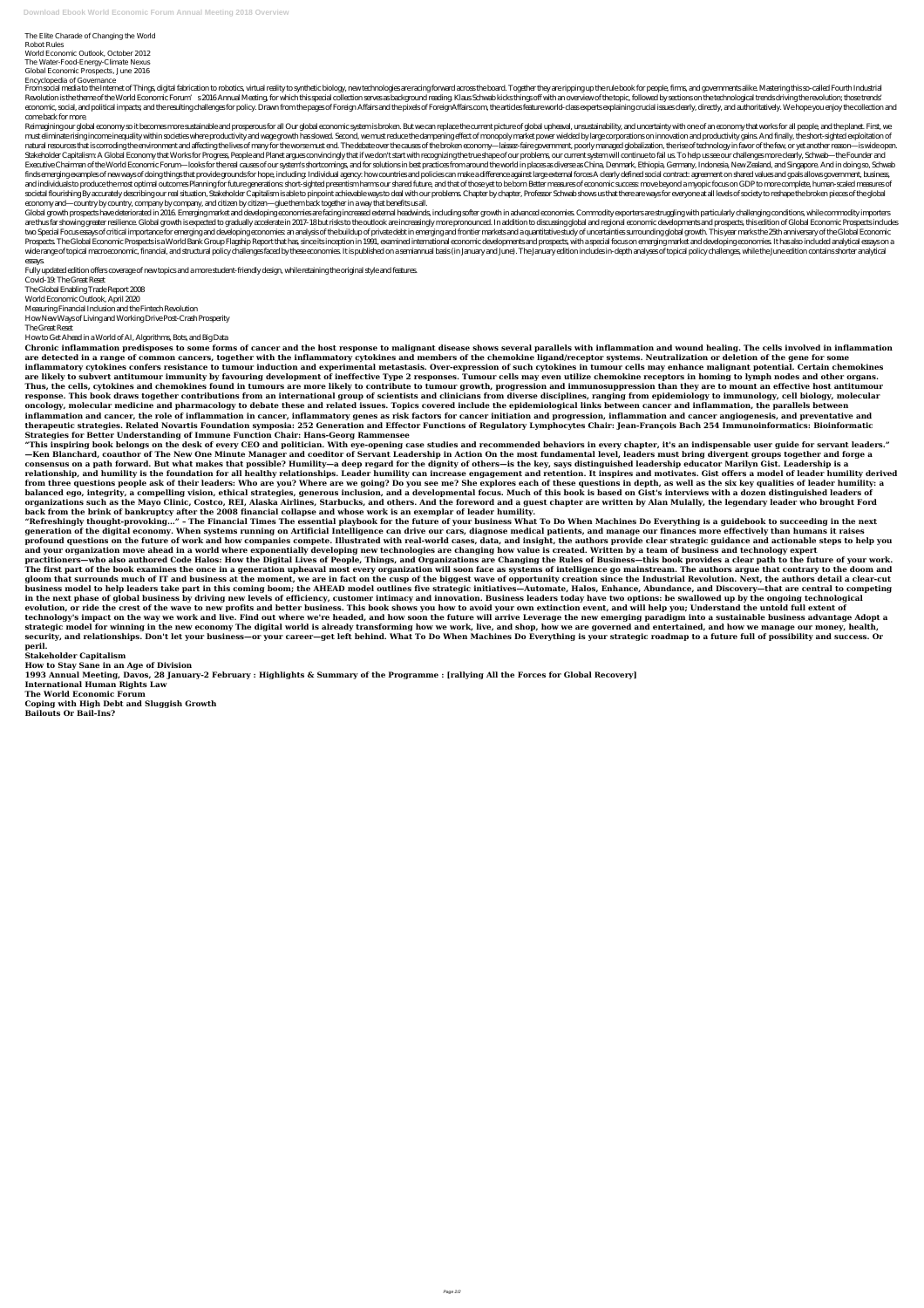The Elite Charade of Changing the World
Robot Rules
World Economic Outlook, October 2012
The Water-Food-Energy-Climate Nexus
Global Economic Prospects, June 2016
Encyclopedia of Governance

From social media to the Internet of Things, digital fabrication to robotics, virtual reality to synthetic biology, new technologies are racing forward across the board. Together they are ripping up the rule book for people, firms, and governments alike. Mastering this so-called Fourth Industrial Revolution is the theme of the World Economic Forum's 2016 Annual Meeting, for which this special collection serves as background reading. Klaus Schwab kicks things off with an overview of the topic, followed by sections on the technological trends driving the revolution; those trends' economic, social, and political impacts; and the resulting challenges for policy. Drawn from the pages of Foreign Affairs and the pixels of ForeignAffairs.com, the articles feature world-class experts explaining crucial issues clearly, directly, and authoritatively. We hope you enjoy the collection and come back for more.

Reimagining our global economy so it becomes more sustainable and prosperous for all Our global economic system is broken. But we can replace the current picture of global upheaval, unsustainability, and uncertainty with one of an economy that works for all people, and the planet. First, we must eliminate rising income inequality within societies where productivity and wage growth has slowed. Second, we must reduce the dampening effect of monopoly market power wielded by large corporations on innovation and productivity gains. And finally, the short-sighted exploitation of natural resources that is corroding the environment and affecting the lives of many for the worse must end. The debate over the causes of the broken economy—laissez-faire government, poorly managed globalization, the rise of technology in favor of the few, or yet another reason—is wide open. Stakeholder Capitalism: A Global Economy that Works for Progress, People and Planet argues convincingly that if we don't start with recognizing the true shape of our problems, our current system will continue to fail us. To help us see our challenges more clearly, Schwab—the Founder and Executive Chairman of the World Economic Forum—looks for the real causes of our system's shortcomings, and for solutions in best practices from around the world in places as diverse as China, Denmark, Ethiopia, Germany, Indonesia, New Zealand, and Singapore. And in doing so, Schwab finds emerging examples of new ways of doing things that provide grounds for hope, including: Individual agency: how countries and policies can make a difference against large external forces A clearly defined social contract: agreement on shared values and goals allows government, business, and individuals to produce the most optimal outcomes Planning for future generations: short-sighted presentism harms our shared future, and that of those yet to be born Better measures of economic success: move beyond a myopic focus on GDP to more complete, human-scaled measures of societal flourishing By accurately describing our real situation, Stakeholder Capitalism is able to pinpoint achievable ways to deal with our problems. Chapter by chapter, Professor Schwab shows us that there are ways for everyone at all levels of society to reshape the broken pieces of the global economy and—country by country, company by company, and citizen by citizen—glue them back together in a way that benefits us all.

Global growth prospects have deteriorated in 2016. Emerging market and developing economies are facing increased external headwinds, including softer growth in advanced economies. Commodity exporters are struggling with particularly challenging conditions, while commodity importers are thus far showing greater resilience. Global growth is expected to gradually accelerate in 2017-18 but risks to the outlook are increasingly more pronounced. In addition to discussing global and regional economic developments and prospects, this edition of Global Economic Prospects includes two Special Focus essays of critical importance for emerging and developing economies: an analysis of the buildup of private debt in emerging and frontier markets and a quantitative study of uncertainties surrounding global growth. This year marks the 25th anniversary of the Global Economic Prospects. The Global Economic Prospects is a World Bank Group Flagship Report that has, since its inception in 1991, examined international economic developments and prospects, with a special focus on emerging market and developing economies. It has also included analytical essays on a wide range of topical macroeconomic, financial, and structural policy challenges faced by these economies. It is published on a semiannual basis (in January and June). The January edition includes in-depth analyses of topical policy challenges, while the June edition contains shorter analytical essays.

Fully updated edition offers coverage of new topics and a more student-friendly design, while retaining the original style and features.

Covid-19: The Great Reset
The Global Enabling Trade Report 2008
World Economic Outlook, April 2020
Measuring Financial Inclusion and the Fintech Revolution
How New Ways of Living and Working Drive Post-Crash Prosperity
The Great Reset
How to Get Ahead in a World of AI, Algorithms, Bots, and Big Data

**Chronic inflammation predisposes to some forms of cancer and the host response to malignant disease shows several parallels with inflammation and wound healing. The cells involved in inflammation are detected in a range of common cancers, together with the inflammatory cytokines and members of the chemokine ligand/receptor systems. Neutralization or deletion of the gene for some inflammatory cytokines confers resistance to tumour induction and experimental metastasis. Over-expression of such cytokines in tumour cells may enhance malignant potential. Certain chemokines are likely to subvert antitumour immunity by favouring development of ineffective Type 2 responses. Tumour cells may even utilize chemokine receptors in homing to lymph nodes and other organs. Thus, the cells, cytokines and chemokines found in tumours are more likely to contribute to tumour growth, progression and immunosuppression than they are to mount an effective host antitumour response. This book draws together contributions from an international group of scientists and clinicians from diverse disciplines, ranging from epidemiology to immunology, cell biology, molecular oncology, molecular medicine and pharmacology to debate these and related issues. Topics covered include the epidemiological links between cancer and inflammation, the parallels between inflammation and cancer, the role of inflammation in cancer, inflammatory genes as risk factors for cancer initiation and progression, inflammation and cancer angiogenesis, and preventative and therapeutic strategies. Related Novartis Foundation symposia: 252 Generation and Effector Functions of Regulatory Lymphocytes Chair: Jean-François Bach 254 Immunoinformatics: Bioinformatic Strategies for Better Understanding of Immune Function Chair: Hans-Georg Rammensee**

**"This inspiring book belongs on the desk of every CEO and politician. With eye-opening case studies and recommended behaviors in every chapter, it's an indispensable user guide for servant leaders." —Ken Blanchard, coauthor of The New One Minute Manager and coeditor of Servant Leadership in Action On the most fundamental level, leaders must bring divergent groups together and forge a consensus on a path forward. But what makes that possible? Humility—a deep regard for the dignity of others—is the key, says distinguished leadership educator Marilyn Gist. Leadership is a relationship, and humility is the foundation for all healthy relationships. Leader humility can increase engagement and retention. It inspires and motivates. Gist offers a model of leader humility derived from three questions people ask of their leaders: Who are you? Where are we going? Do you see me? She explores each of these questions in depth, as well as the six key qualities of leader humility: a balanced ego, integrity, a compelling vision, ethical strategies, generous inclusion, and a developmental focus. Much of this book is based on Gist's interviews with a dozen distinguished leaders of organizations such as the Mayo Clinic, Costco, REI, Alaska Airlines, Starbucks, and others. And the foreword and a guest chapter are written by Alan Mulally, the legendary leader who brought Ford back from the brink of bankruptcy after the 2008 financial collapse and whose work is an exemplar of leader humility.**

**"Refreshingly thought-provoking..." – The Financial Times The essential playbook for the future of your business What To Do When Machines Do Everything is a guidebook to succeeding in the next generation of the digital economy. When systems running on Artificial Intelligence can drive our cars, diagnose medical patients, and manage our finances more effectively than humans it raises profound questions on the future of work and how companies compete. Illustrated with real-world cases, data, and insight, the authors provide clear strategic guidance and actionable steps to help you and your organization move ahead in a world where exponentially developing new technologies are changing how value is created. Written by a team of business and technology expert practitioners—who also authored Code Halos: How the Digital Lives of People, Things, and Organizations are Changing the Rules of Business—this book provides a clear path to the future of your work. The first part of the book examines the once in a generation upheaval most every organization will soon face as systems of intelligence go mainstream. The authors argue that contrary to the doom and gloom that surrounds much of IT and business at the moment, we are in fact on the cusp of the biggest wave of opportunity creation since the Industrial Revolution. Next, the authors detail a clear-cut business model to help leaders take part in this coming boom; the AHEAD model outlines five strategic initiatives—Automate, Halos, Enhance, Abundance, and Discovery—that are central to competing in the next phase of global business by driving new levels of efficiency, customer intimacy and innovation. Business leaders today have two options: be swallowed up by the ongoing technological evolution, or ride the crest of the wave to new profits and better business. This book shows you how to avoid your own extinction event, and will help you; Understand the untold full extent of technology's impact on the way we work and live. Find out where we're headed, and how soon the future will arrive Leverage the new emerging paradigm into a sustainable business advantage Adopt a strategic model for winning in the new economy The digital world is already transforming how we work, live, and shop, how we are governed and entertained, and how we manage our money, health, security, and relationships. Don't let your business—or your career—get left behind. What To Do When Machines Do Everything is your strategic roadmap to a future full of possibility and success. Or peril.**

**Stakeholder Capitalism**
**How to Stay Sane in an Age of Division**
**1993 Annual Meeting, Davos, 28 January-2 February : Highlights & Summary of the Programme : [rallying All the Forces for Global Recovery]**
**International Human Rights Law**
**The World Economic Forum**
**Coping with High Debt and Sluggish Growth**
**Bailouts Or Bail-Ins?**